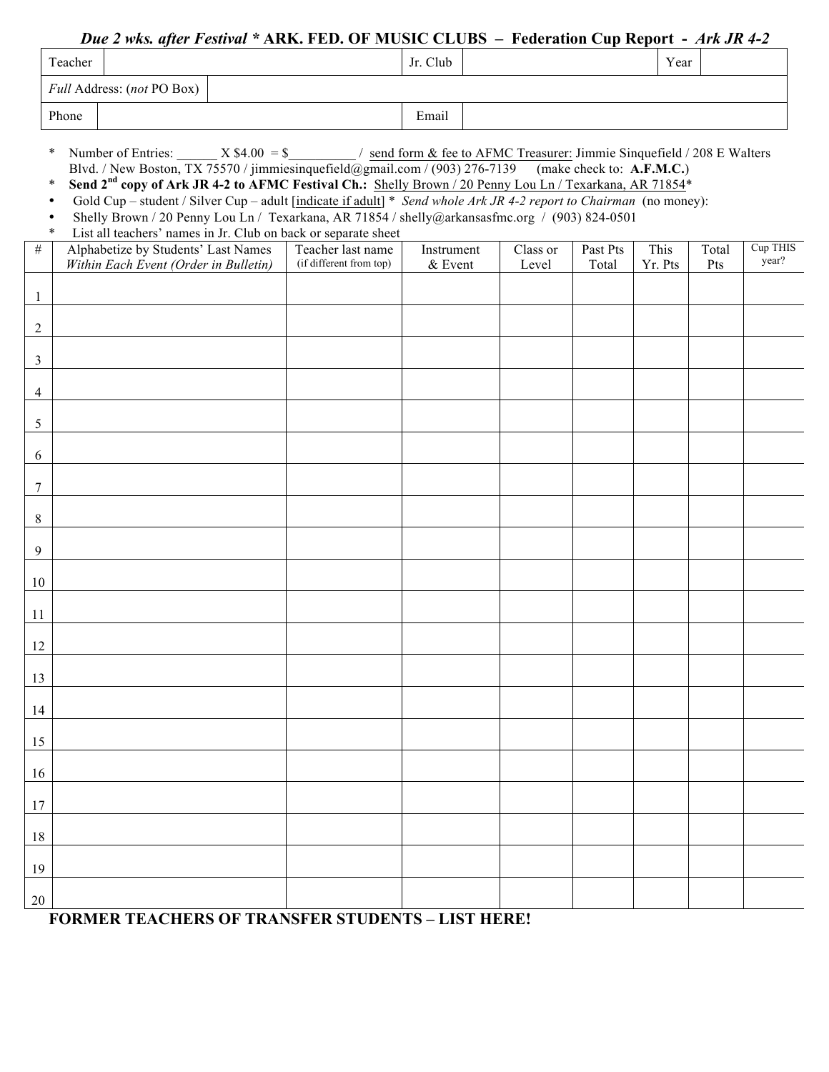***Due 2 wks. after Festival* * ARK. FED. OF MUSIC CLUBS – Federation Cup Report - *Ark JR 4-2***

| Teacher | | Jr. Club | | Year | |
|---|---|---|---|---|---|
| *Full* Address: (*not* PO Box) | | | | | |
| Phone | | Email | | | |

- \* Number of Entries: ______ X $4.00 = $__________ / send form & fee to AFMC Treasurer: Jimmie Sinquefield / 208 E Walters Blvd. / New Boston, TX 75570 / jimmiesinquefield@gmail.com / (903) 276-7139 (make check to: **A.F.M.C.**)
- \* **Send 2nd copy of Ark JR 4-2 to AFMC Festival Ch.:** Shelly Brown / 20 Penny Lou Ln / Texarkana, AR 71854*
- Gold Cup – student / Silver Cup – adult [indicate if adult] * *Send whole Ark JR 4-2 report to Chairman* (no money):
- Shelly Brown / 20 Penny Lou Ln / Texarkana, AR 71854 / shelly@arkansasfmc.org / (903) 824-0501
- \* List all teachers' names in Jr. Club on back or separate sheet

| # | Alphabetize by Students' Last Names *Within Each Event (Order in Bulletin)* | Teacher last name (if different from top) | Instrument & Event | Class or Level | Past Pts Total | This Yr. Pts | Total Pts | Cup THIS year? |
|---|---|---|---|---|---|---|---|---|
| 1 | | | | | | | | |
| 2 | | | | | | | | |
| 3 | | | | | | | | |
| 4 | | | | | | | | |
| 5 | | | | | | | | |
| 6 | | | | | | | | |
| 7 | | | | | | | | |
| 8 | | | | | | | | |
| 9 | | | | | | | | |
| 10 | | | | | | | | |
| 11 | | | | | | | | |
| 12 | | | | | | | | |
| 13 | | | | | | | | |
| 14 | | | | | | | | |
| 15 | | | | | | | | |
| 16 | | | | | | | | |
| 17 | | | | | | | | |
| 18 | | | | | | | | |
| 19 | | | | | | | | |
| 20 | | | | | | | | |

**FORMER TEACHERS OF TRANSFER STUDENTS – LIST HERE!**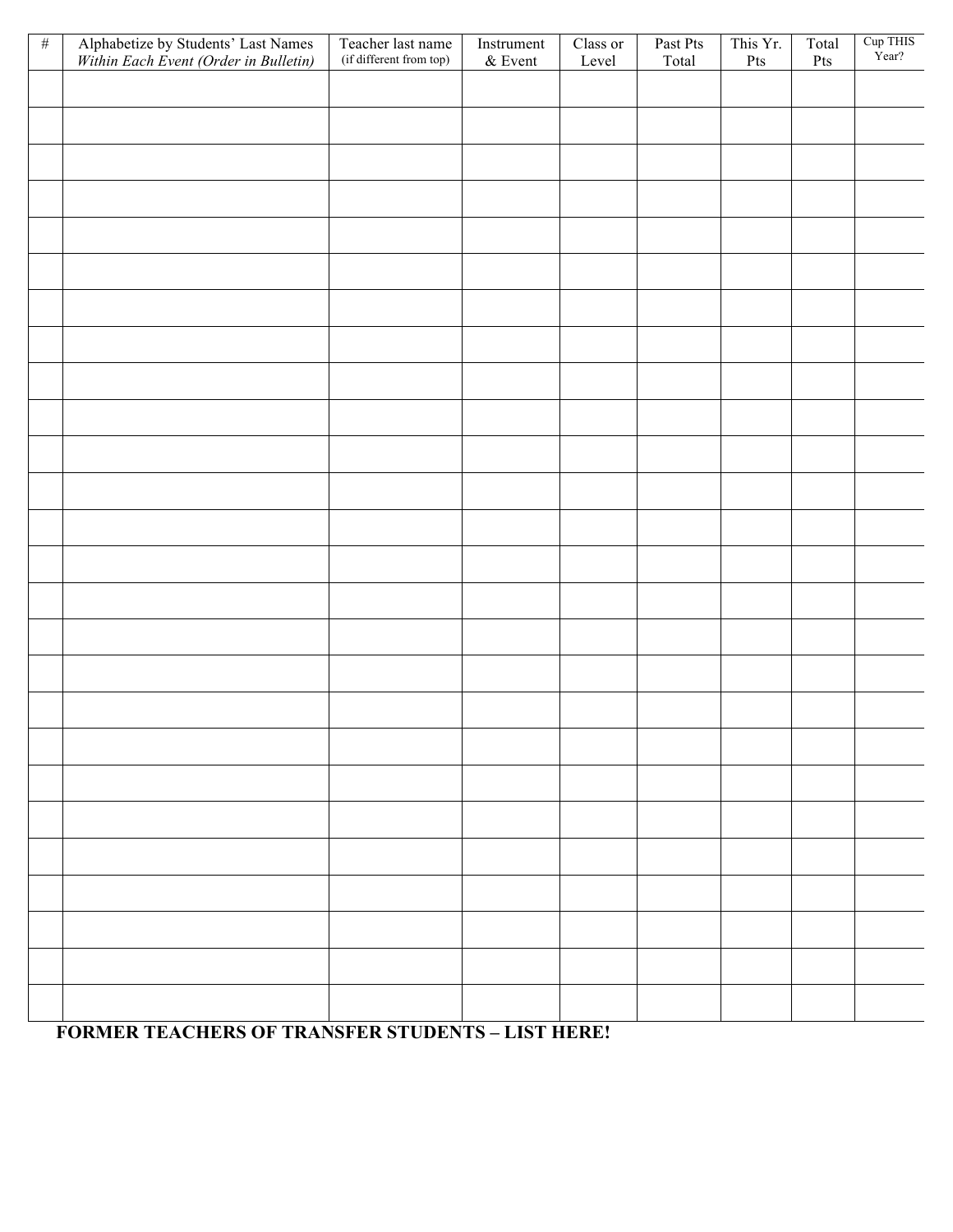| # | Alphabetize by Students' Last Names *Within Each Event (Order in Bulletin)* | Teacher last name (if different from top) | Instrument & Event | Class or Level | Past Pts Total | This Yr. Pts | Total Pts | Cup THIS Year? |
|---|---|---|---|---|---|---|---|---|
| | | | | | | | | |
| | | | | | | | | |
| | | | | | | | | |
| | | | | | | | | |
| | | | | | | | | |
| | | | | | | | | |
| | | | | | | | | |
| | | | | | | | | |
| | | | | | | | | |
| | | | | | | | | |
| | | | | | | | | |
| | | | | | | | | |
| | | | | | | | | |
| | | | | | | | | |
| | | | | | | | | |
| | | | | | | | | |
| | | | | | | | | |
| | | | | | | | | |
| | | | | | | | | |
| | | | | | | | | |
| | | | | | | | | |
| | | | | | | | | |
| | | | | | | | | |
| | | | | | | | | |
| | | | | | | | | |
| | | | | | | | | |

**FORMER TEACHERS OF TRANSFER STUDENTS – LIST HERE!**